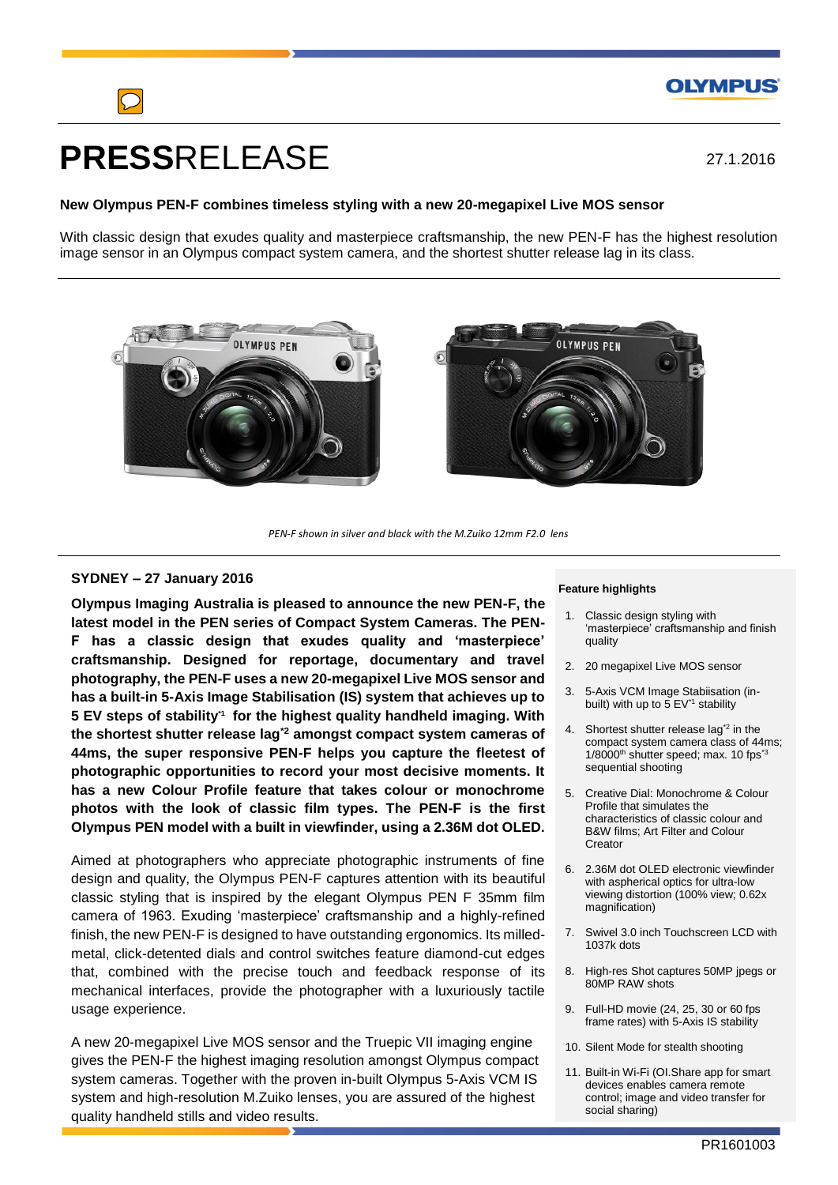# PRESSRELEASE

27.1.2016

**New Olympus PEN-F combines timeless styling with a new 20-megapixel Live MOS sensor**

With classic design that exudes quality and masterpiece craftsmanship, the new PEN-F has the highest resolution image sensor in an Olympus compact system camera, and the shortest shutter release lag in its class.

*PEN-F shown in silver and black with the M.Zuiko 12mm F2.0 lens*

**SYDNEY – 27 January 2016**

**Olympus Imaging Australia is pleased to announce the new PEN-F, the latest model in the PEN series of Compact System Cameras. The PEN-F has a classic design that exudes quality and 'masterpiece' craftsmanship. Designed for reportage, documentary and travel photography, the PEN-F uses a new 20-megapixel Live MOS sensor and has a built-in 5-Axis Image Stabilisation (IS) system that achieves up to 5 EV steps of stability[*1] for the highest quality handheld imaging. With the shortest shutter release lag[*2] amongst compact system cameras of 44ms, the super responsive PEN-F helps you capture the fleetest of photographic opportunities to record your most decisive moments. It has a new Colour Profile feature that takes colour or monochrome photos with the look of classic film types. The PEN-F is the first Olympus PEN model with a built in viewfinder, using a 2.36M dot OLED.**

Aimed at photographers who appreciate photographic instruments of fine design and quality, the Olympus PEN-F captures attention with its beautiful classic styling that is inspired by the elegant Olympus PEN F 35mm film camera of 1963. Exuding 'masterpiece' craftsmanship and a highly-refined finish, the new PEN-F is designed to have outstanding ergonomics. Its milled-metal, click-detented dials and control switches feature diamond-cut edges that, combined with the precise touch and feedback response of its mechanical interfaces, provide the photographer with a luxuriously tactile usage experience.

A new 20-megapixel Live MOS sensor and the Truepic VII imaging engine gives the PEN-F the highest imaging resolution amongst Olympus compact system cameras. Together with the proven in-built Olympus 5-Axis VCM IS system and high-resolution M.Zuiko lenses, you are assured of the highest quality handheld stills and video results.

**Feature highlights**

1. Classic design styling with 'masterpiece' craftsmanship and finish quality
2. 20 megapixel Live MOS sensor
3. 5-Axis VCM Image Stabiisation (in-built) with up to 5 EV[*1] stability
4. Shortest shutter release lag[*2] in the compact system camera class of 44ms; 1/8000th shutter speed; max. 10 fps[*3] sequential shooting
5. Creative Dial: Monochrome & Colour Profile that simulates the characteristics of classic colour and B&W films; Art Filter and Colour Creator
6. 2.36M dot OLED electronic viewfinder with aspherical optics for ultra-low viewing distortion (100% view; 0.62x magnification)
7. Swivel 3.0 inch Touchscreen LCD with 1037k dots
8. High-res Shot captures 50MP jpegs or 80MP RAW shots
9. Full-HD movie (24, 25, 30 or 60 fps frame rates) with 5-Axis IS stability
10. Silent Mode for stealth shooting
11. Built-in Wi-Fi (OI.Share app for smart devices enables camera remote control; image and video transfer for social sharing)

PR1601003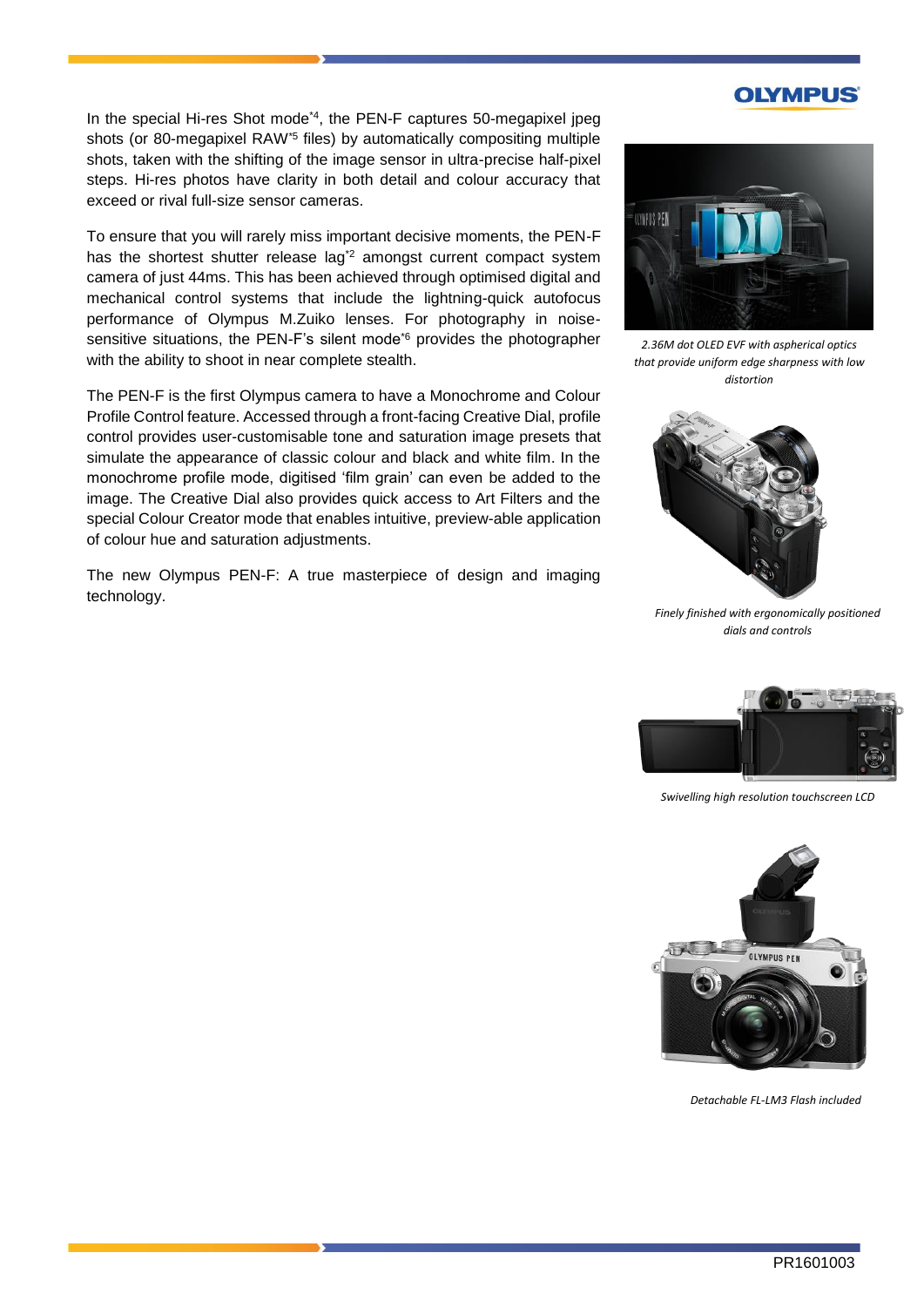In the special Hi-res Shot mode[*4], the PEN-F captures 50-megapixel jpeg shots (or 80-megapixel RAW[*5] files) by automatically compositing multiple shots, taken with the shifting of the image sensor in ultra-precise half-pixel steps. Hi-res photos have clarity in both detail and colour accuracy that exceed or rival full-size sensor cameras.

To ensure that you will rarely miss important decisive moments, the PEN-F has the shortest shutter release lag[*2] amongst current compact system camera of just 44ms. This has been achieved through optimised digital and mechanical control systems that include the lightning-quick autofocus performance of Olympus M.Zuiko lenses. For photography in noise-sensitive situations, the PEN-F's silent mode[*6] provides the photographer with the ability to shoot in near complete stealth.

The PEN-F is the first Olympus camera to have a Monochrome and Colour Profile Control feature. Accessed through a front-facing Creative Dial, profile control provides user-customisable tone and saturation image presets that simulate the appearance of classic colour and black and white film. In the monochrome profile mode, digitised 'film grain' can even be added to the image. The Creative Dial also provides quick access to Art Filters and the special Colour Creator mode that enables intuitive, preview-able application of colour hue and saturation adjustments.

The new Olympus PEN-F: A true masterpiece of design and imaging technology.

*2.36M dot OLED EVF with aspherical optics that provide uniform edge sharpness with low distortion*

*Finely finished with ergonomically positioned dials and controls*

*Swivelling high resolution touchscreen LCD*

*Detachable FL-LM3 Flash included*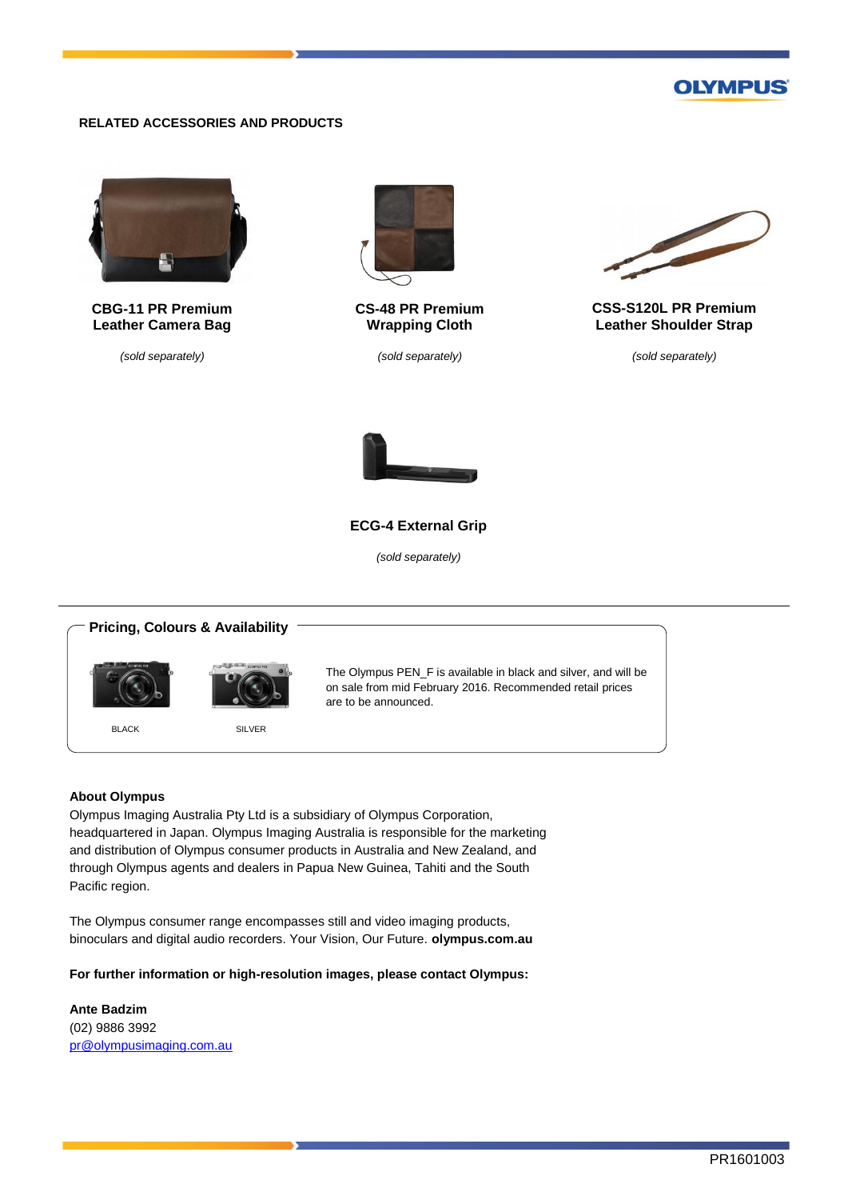## RELATED ACCESSORIES AND PRODUCTS

**CBG-11 PR Premium Leather Camera Bag**

*(sold separately)*

**CS-48 PR Premium Wrapping Cloth**

*(sold separately)*

**CSS-S120L PR Premium Leather Shoulder Strap**

*(sold separately)*

**ECG-4 External Grip**

*(sold separately)*

### Pricing, Colours & Availability

BLACK

SILVER

The Olympus PEN_F is available in black and silver, and will be on sale from mid February 2016. Recommended retail prices are to be announced.

**About Olympus**

Olympus Imaging Australia Pty Ltd is a subsidiary of Olympus Corporation, headquartered in Japan. Olympus Imaging Australia is responsible for the marketing and distribution of Olympus consumer products in Australia and New Zealand, and through Olympus agents and dealers in Papua New Guinea, Tahiti and the South Pacific region.

The Olympus consumer range encompasses still and video imaging products, binoculars and digital audio recorders. Your Vision, Our Future. **olympus.com.au**

**For further information or high-resolution images, please contact Olympus:**

**Ante Badzim**
(02) 9886 3992
pr@olympusimaging.com.au

PR1601003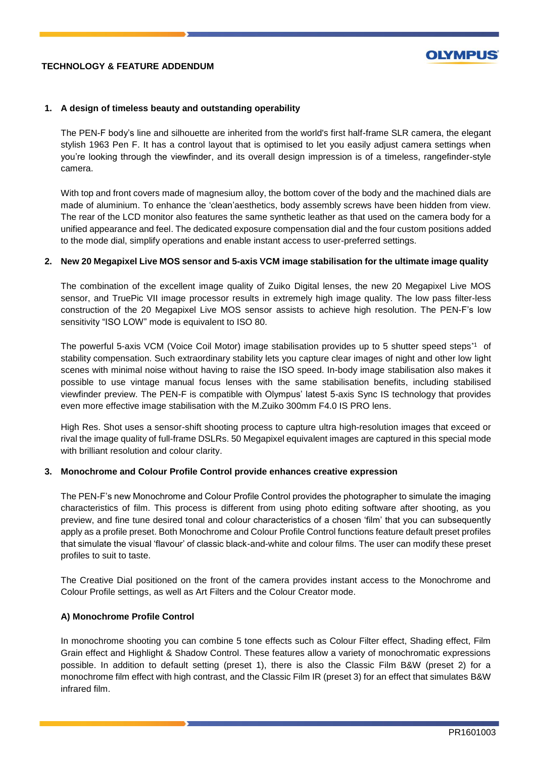**TECHNOLOGY & FEATURE ADDENDUM**

## 1. A design of timeless beauty and outstanding operability

The PEN-F body's line and silhouette are inherited from the world's first half-frame SLR camera, the elegant stylish 1963 Pen F. It has a control layout that is optimised to let you easily adjust camera settings when you're looking through the viewfinder, and its overall design impression is of a timeless, rangefinder-style camera.

With top and front covers made of magnesium alloy, the bottom cover of the body and the machined dials are made of aluminium. To enhance the 'clean'aesthetics, body assembly screws have been hidden from view. The rear of the LCD monitor also features the same synthetic leather as that used on the camera body for a unified appearance and feel. The dedicated exposure compensation dial and the four custom positions added to the mode dial, simplify operations and enable instant access to user-preferred settings.

## 2. New 20 Megapixel Live MOS sensor and 5-axis VCM image stabilisation for the ultimate image quality

The combination of the excellent image quality of Zuiko Digital lenses, the new 20 Megapixel Live MOS sensor, and TruePic VII image processor results in extremely high image quality. The low pass filter-less construction of the 20 Megapixel Live MOS sensor assists to achieve high resolution. The PEN-F's low sensitivity "ISO LOW" mode is equivalent to ISO 80.

The powerful 5-axis VCM (Voice Coil Motor) image stabilisation provides up to 5 shutter speed steps[*1] of stability compensation. Such extraordinary stability lets you capture clear images of night and other low light scenes with minimal noise without having to raise the ISO speed. In-body image stabilisation also makes it possible to use vintage manual focus lenses with the same stabilisation benefits, including stabilised viewfinder preview. The PEN-F is compatible with Olympus' latest 5-axis Sync IS technology that provides even more effective image stabilisation with the M.Zuiko 300mm F4.0 IS PRO lens.

High Res. Shot uses a sensor-shift shooting process to capture ultra high-resolution images that exceed or rival the image quality of full-frame DSLRs. 50 Megapixel equivalent images are captured in this special mode with brilliant resolution and colour clarity.

## 3. Monochrome and Colour Profile Control provide enhances creative expression

The PEN-F's new Monochrome and Colour Profile Control provides the photographer to simulate the imaging characteristics of film. This process is different from using photo editing software after shooting, as you preview, and fine tune desired tonal and colour characteristics of a chosen 'film' that you can subsequently apply as a profile preset. Both Monochrome and Colour Profile Control functions feature default preset profiles that simulate the visual 'flavour' of classic black-and-white and colour films. The user can modify these preset profiles to suit to taste.

The Creative Dial positioned on the front of the camera provides instant access to the Monochrome and Colour Profile settings, as well as Art Filters and the Colour Creator mode.

### A) Monochrome Profile Control

In monochrome shooting you can combine 5 tone effects such as Colour Filter effect, Shading effect, Film Grain effect and Highlight & Shadow Control. These features allow a variety of monochromatic expressions possible. In addition to default setting (preset 1), there is also the Classic Film B&W (preset 2) for a monochrome film effect with high contrast, and the Classic Film IR (preset 3) for an effect that simulates B&W infrared film.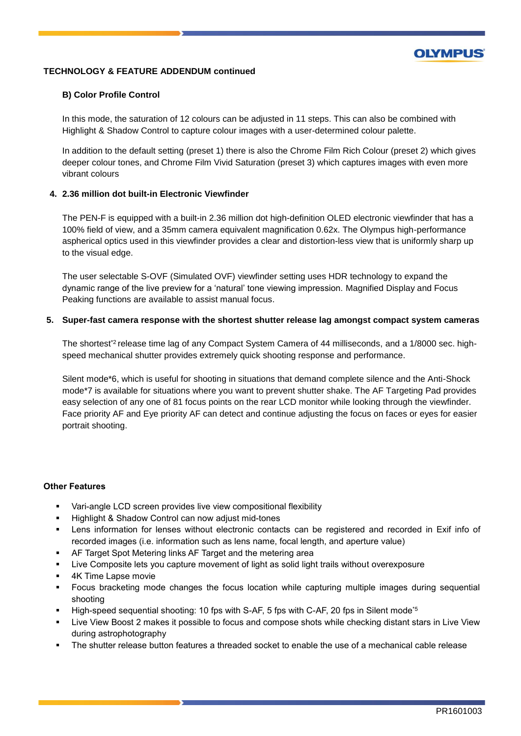## TECHNOLOGY & FEATURE ADDENDUM continued

### B) Color Profile Control

In this mode, the saturation of 12 colours can be adjusted in 11 steps. This can also be combined with Highlight & Shadow Control to capture colour images with a user-determined colour palette.

In addition to the default setting (preset 1) there is also the Chrome Film Rich Colour (preset 2) which gives deeper colour tones, and Chrome Film Vivid Saturation (preset 3) which captures images with even more vibrant colours

### 4. 2.36 million dot built-in Electronic Viewfinder

The PEN-F is equipped with a built-in 2.36 million dot high-definition OLED electronic viewfinder that has a 100% field of view, and a 35mm camera equivalent magnification 0.62x. The Olympus high-performance aspherical optics used in this viewfinder provides a clear and distortion-less view that is uniformly sharp up to the visual edge.

The user selectable S-OVF (Simulated OVF) viewfinder setting uses HDR technology to expand the dynamic range of the live preview for a 'natural' tone viewing impression. Magnified Display and Focus Peaking functions are available to assist manual focus.

### 5. Super-fast camera response with the shortest shutter release lag amongst compact system cameras

The shortest*2 release time lag of any Compact System Camera of 44 milliseconds, and a 1/8000 sec. high-speed mechanical shutter provides extremely quick shooting response and performance.

Silent mode*6, which is useful for shooting in situations that demand complete silence and the Anti-Shock mode*7 is available for situations where you want to prevent shutter shake. The AF Targeting Pad provides easy selection of any one of 81 focus points on the rear LCD monitor while looking through the viewfinder. Face priority AF and Eye priority AF can detect and continue adjusting the focus on faces or eyes for easier portrait shooting.

## Other Features

- Vari-angle LCD screen provides live view compositional flexibility
- Highlight & Shadow Control can now adjust mid-tones
- Lens information for lenses without electronic contacts can be registered and recorded in Exif info of recorded images (i.e. information such as lens name, focal length, and aperture value)
- AF Target Spot Metering links AF Target and the metering area
- Live Composite lets you capture movement of light as solid light trails without overexposure
- 4K Time Lapse movie
- Focus bracketing mode changes the focus location while capturing multiple images during sequential shooting
- High-speed sequential shooting: 10 fps with S-AF, 5 fps with C-AF, 20 fps in Silent mode*5
- Live View Boost 2 makes it possible to focus and compose shots while checking distant stars in Live View during astrophotography
- The shutter release button features a threaded socket to enable the use of a mechanical cable release